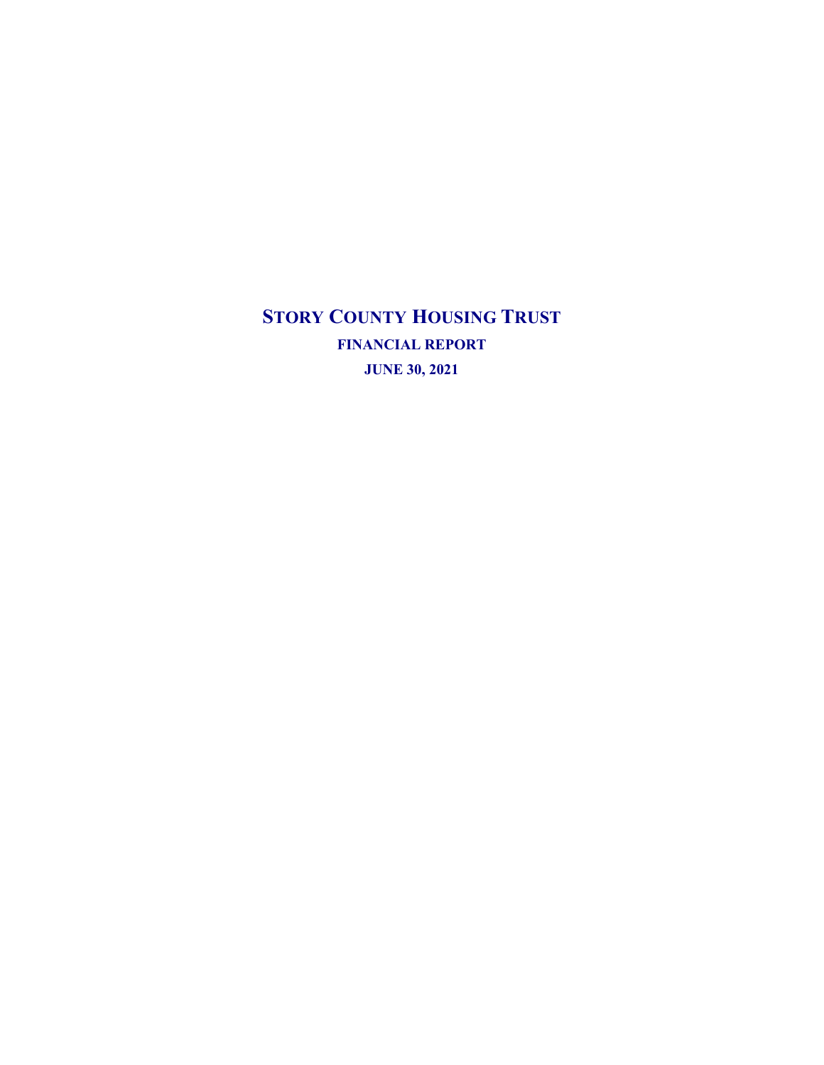# STORY COUNTY HOUSING TRUST

## FINANCIAL REPORT

## JUNE 30, 2021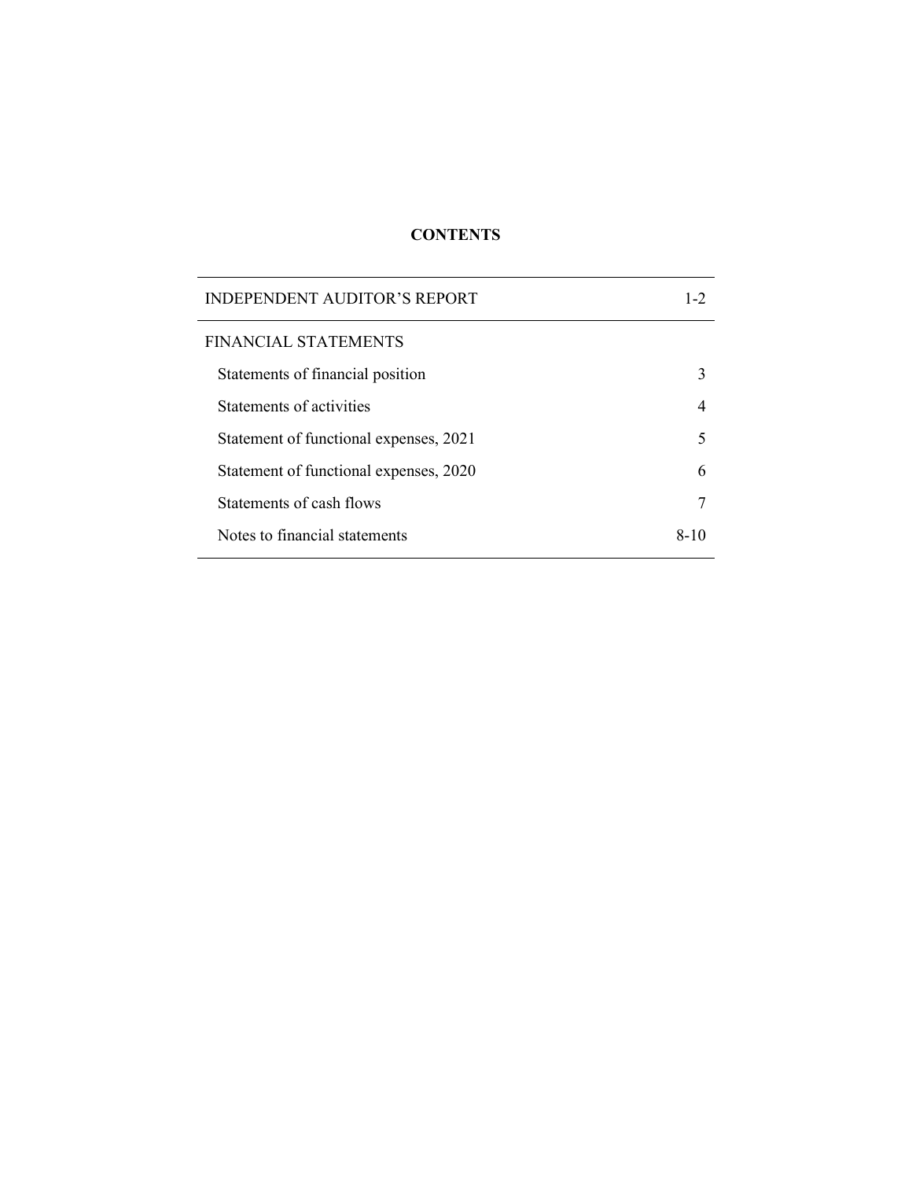# CONTENTS

| | |
|---|---|
| INDEPENDENT AUDITOR'S REPORT | 1-2 |
| FINANCIAL STATEMENTS | |
| Statements of financial position | 3 |
| Statements of activities | 4 |
| Statement of functional expenses, 2021 | 5 |
| Statement of functional expenses, 2020 | 6 |
| Statements of cash flows | 7 |
| Notes to financial statements | 8-10 |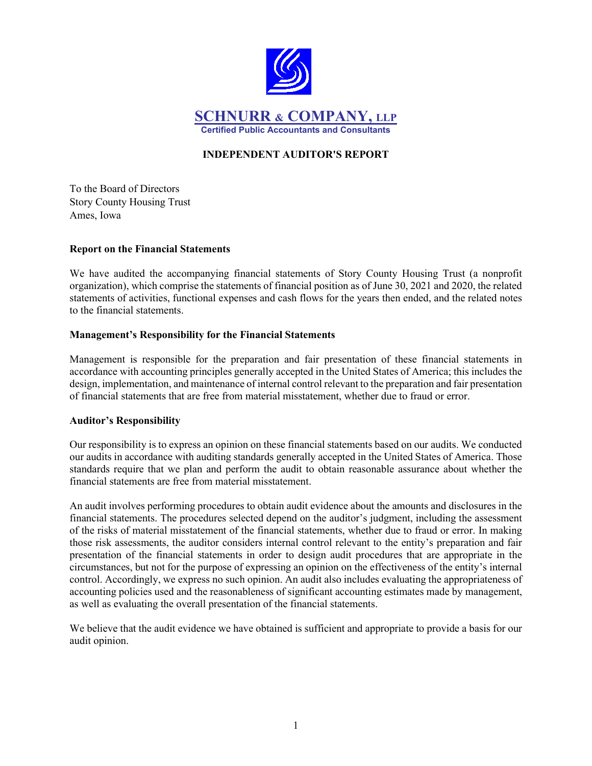**SCHNURR & COMPANY, LLP**
**Certified Public Accountants and Consultants**

# INDEPENDENT AUDITOR'S REPORT

To the Board of Directors
Story County Housing Trust
Ames, Iowa

## Report on the Financial Statements

We have audited the accompanying financial statements of Story County Housing Trust (a nonprofit organization), which comprise the statements of financial position as of June 30, 2021 and 2020, the related statements of activities, functional expenses and cash flows for the years then ended, and the related notes to the financial statements.

## Management's Responsibility for the Financial Statements

Management is responsible for the preparation and fair presentation of these financial statements in accordance with accounting principles generally accepted in the United States of America; this includes the design, implementation, and maintenance of internal control relevant to the preparation and fair presentation of financial statements that are free from material misstatement, whether due to fraud or error.

## Auditor's Responsibility

Our responsibility is to express an opinion on these financial statements based on our audits. We conducted our audits in accordance with auditing standards generally accepted in the United States of America. Those standards require that we plan and perform the audit to obtain reasonable assurance about whether the financial statements are free from material misstatement.

An audit involves performing procedures to obtain audit evidence about the amounts and disclosures in the financial statements. The procedures selected depend on the auditor's judgment, including the assessment of the risks of material misstatement of the financial statements, whether due to fraud or error. In making those risk assessments, the auditor considers internal control relevant to the entity's preparation and fair presentation of the financial statements in order to design audit procedures that are appropriate in the circumstances, but not for the purpose of expressing an opinion on the effectiveness of the entity's internal control. Accordingly, we express no such opinion. An audit also includes evaluating the appropriateness of accounting policies used and the reasonableness of significant accounting estimates made by management, as well as evaluating the overall presentation of the financial statements.

We believe that the audit evidence we have obtained is sufficient and appropriate to provide a basis for our audit opinion.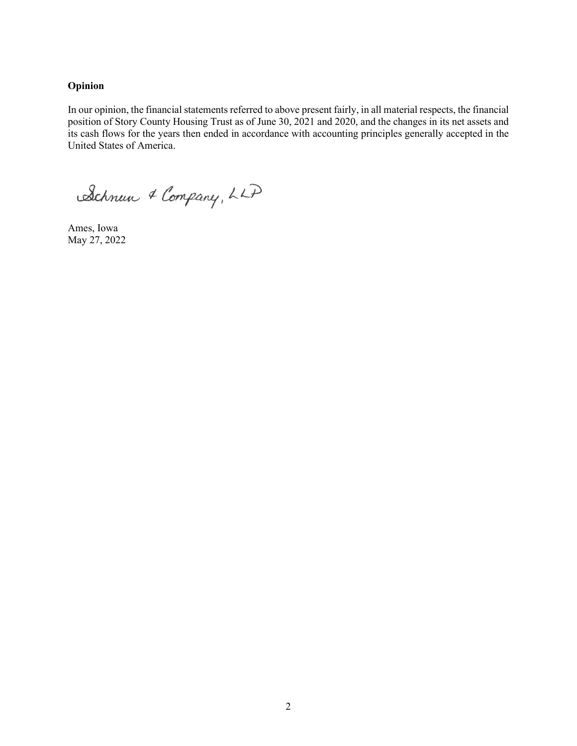**Opinion**

In our opinion, the financial statements referred to above present fairly, in all material respects, the financial position of Story County Housing Trust as of June 30, 2021 and 2020, and the changes in its net assets and its cash flows for the years then ended in accordance with accounting principles generally accepted in the United States of America.

Schnurr & Company, LLP

Ames, Iowa
May 27, 2022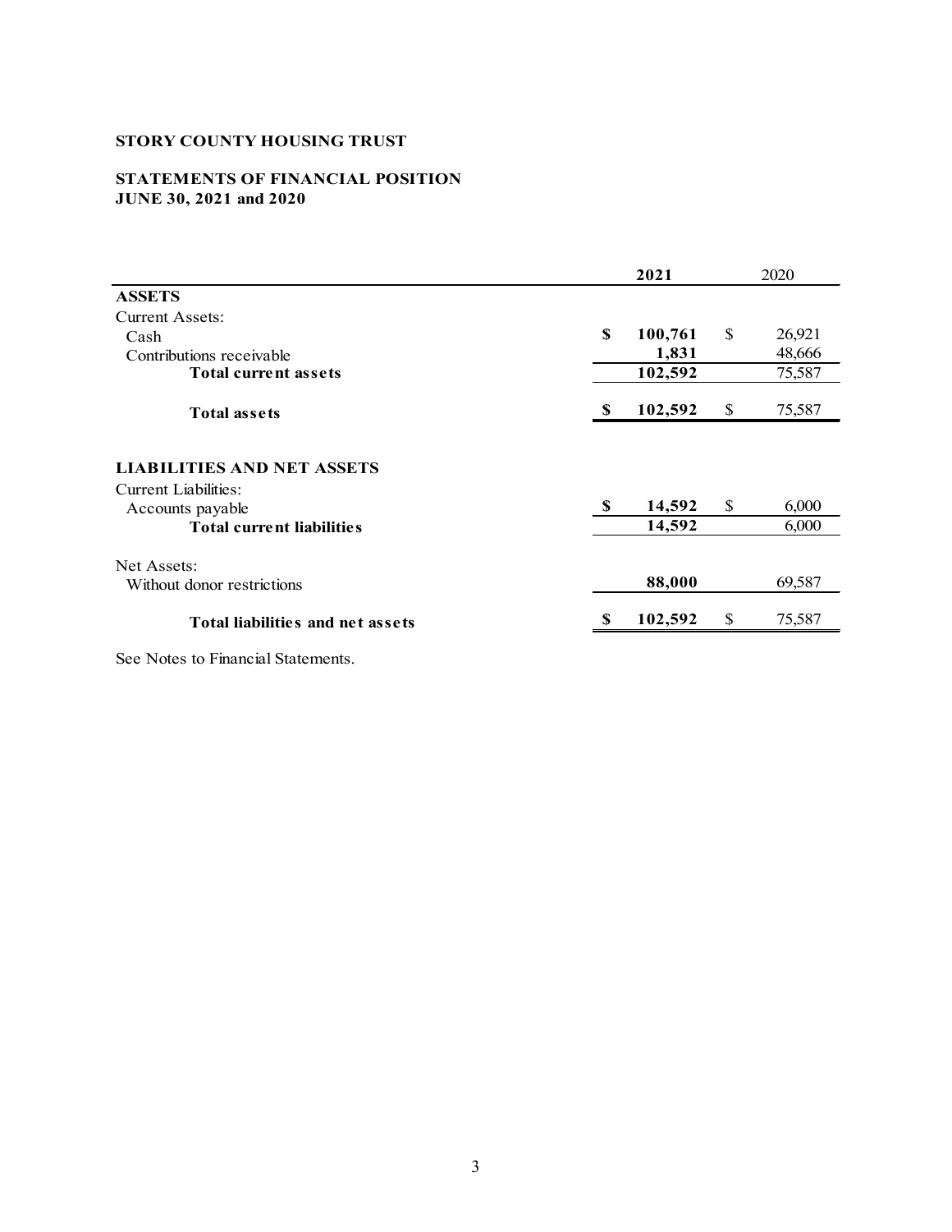**STORY COUNTY HOUSING TRUST**

**STATEMENTS OF FINANCIAL POSITION**
**JUNE 30, 2021 and 2020**

| | **2021** | 2020 |
|---|---|---|
| **ASSETS** | | |
| Current Assets: | | |
| Cash | **$ 100,761** | $ 26,921 |
| Contributions receivable | **1,831** | 48,666 |
| **Total current assets** | **102,592** | 75,587 |
| **Total assets** | **$ 102,592** | $ 75,587 |
| | | |
| **LIABILITIES AND NET ASSETS** | | |
| Current Liabilities: | | |
| Accounts payable | **$ 14,592** | $ 6,000 |
| **Total current liabilities** | **14,592** | 6,000 |
| Net Assets: | | |
| Without donor restrictions | **88,000** | 69,587 |
| **Total liabilities and net assets** | **$ 102,592** | $ 75,587 |

See Notes to Financial Statements.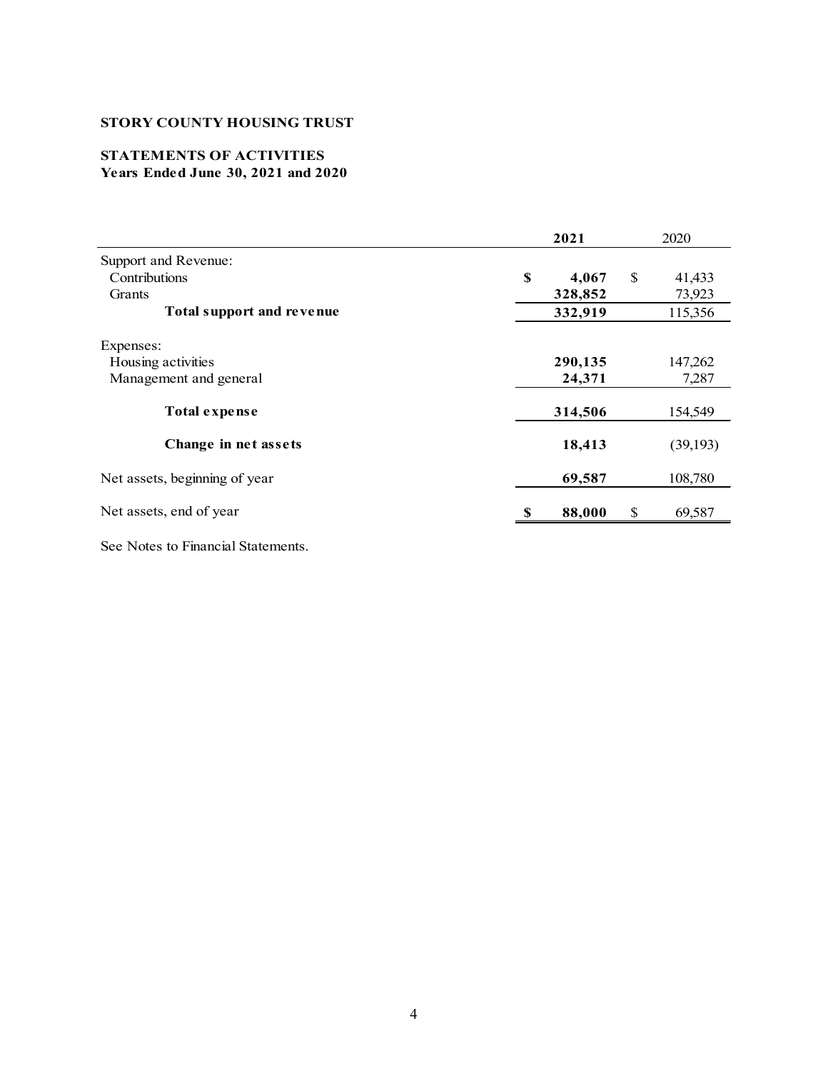**STORY COUNTY HOUSING TRUST**

**STATEMENTS OF ACTIVITIES**
**Years Ended June 30, 2021 and 2020**

| | **2021** | 2020 |
|---|---|---|
| Support and Revenue: | | |
| Contributions | **$ 4,067** | $ 41,433 |
| Grants | **328,852** | 73,923 |
| **Total support and revenue** | **332,919** | 115,356 |
| Expenses: | | |
| Housing activities | **290,135** | 147,262 |
| Management and general | **24,371** | 7,287 |
| **Total expense** | **314,506** | 154,549 |
| **Change in net assets** | **18,413** | (39,193) |
| Net assets, beginning of year | **69,587** | 108,780 |
| Net assets, end of year | **$ 88,000** | $ 69,587 |

See Notes to Financial Statements.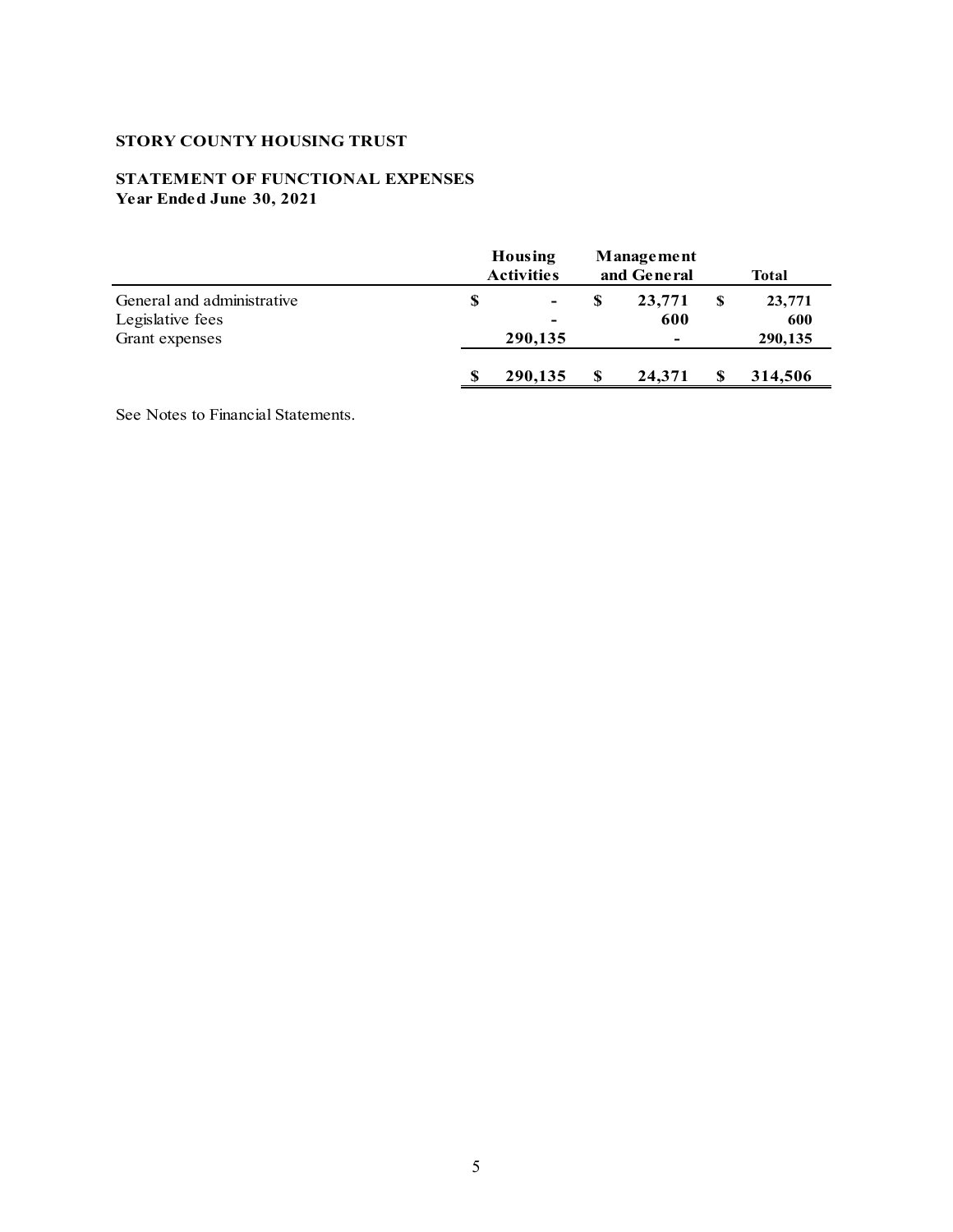**STORY COUNTY HOUSING TRUST**

**STATEMENT OF FUNCTIONAL EXPENSES**
**Year Ended June 30, 2021**

| | Housing Activities | Management and General | Total |
|---|---|---|---|
| General and administrative | $ - | $ 23,771 | $ 23,771 |
| Legislative fees | - | 600 | 600 |
| Grant expenses | 290,135 | - | 290,135 |
| | $ 290,135 | $ 24,371 | $ 314,506 |

See Notes to Financial Statements.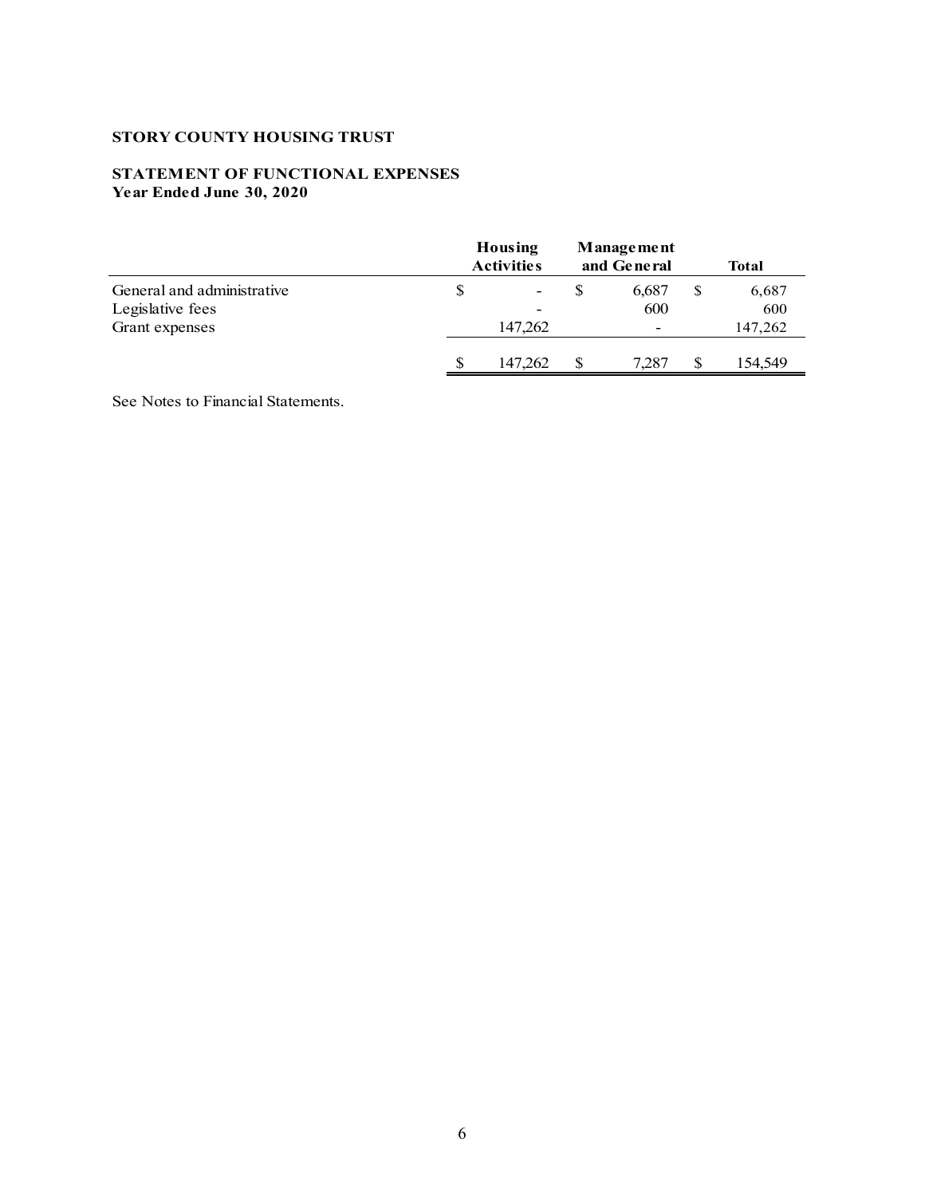**STORY COUNTY HOUSING TRUST**

**STATEMENT OF FUNCTIONAL EXPENSES**
**Year Ended June 30, 2020**

| | Housing Activities | Management and General | Total |
|---|---|---|---|
| General and administrative | $ - | $ 6,687 | $ 6,687 |
| Legislative fees | - | 600 | 600 |
| Grant expenses | 147,262 | - | 147,262 |
| | $ 147,262 | $ 7,287 | $ 154,549 |

See Notes to Financial Statements.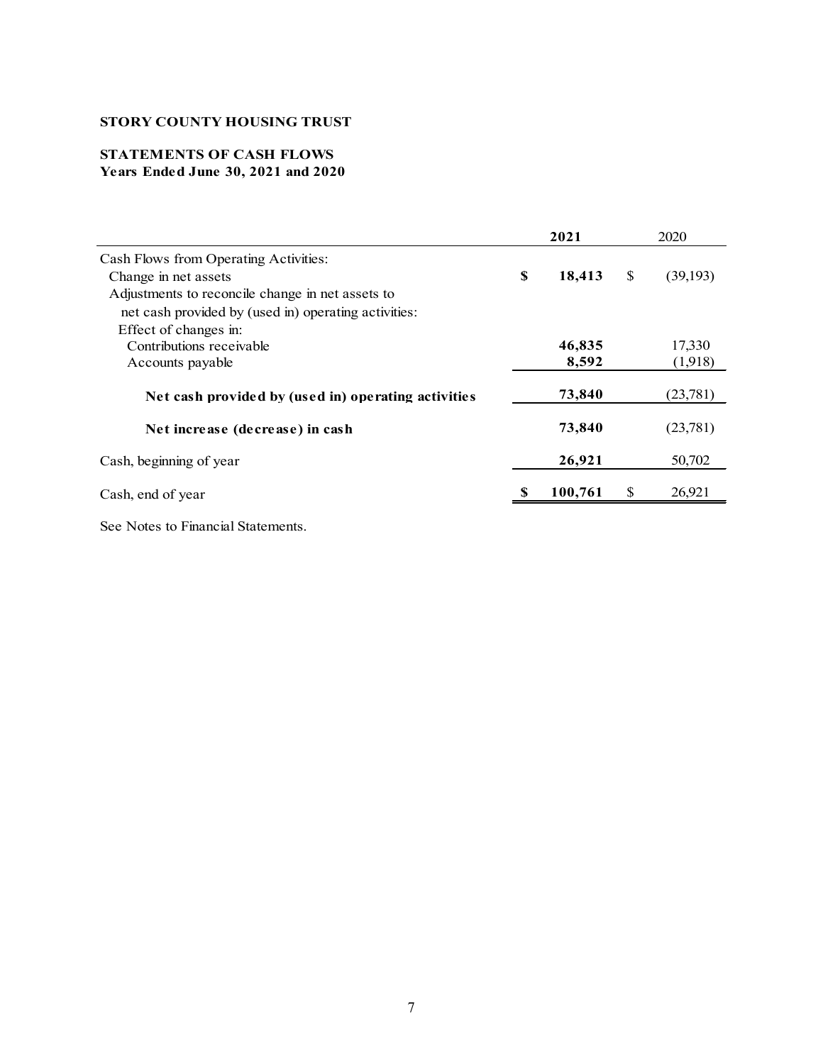**STORY COUNTY HOUSING TRUST**

**STATEMENTS OF CASH FLOWS**
**Years Ended June 30, 2021 and 2020**

| | **2021** | 2020 |
|---|---|---|
| Cash Flows from Operating Activities: | | |
| Change in net assets | **$ 18,413** | $ (39,193) |
| Adjustments to reconcile change in net assets to net cash provided by (used in) operating activities: | | |
| Effect of changes in: | | |
| Contributions receivable | **46,835** | 17,330 |
| Accounts payable | **8,592** | (1,918) |
| **Net cash provided by (used in) operating activities** | **73,840** | (23,781) |
| **Net increase (decrease) in cash** | **73,840** | (23,781) |
| Cash, beginning of year | **26,921** | 50,702 |
| Cash, end of year | **$ 100,761** | $ 26,921 |

See Notes to Financial Statements.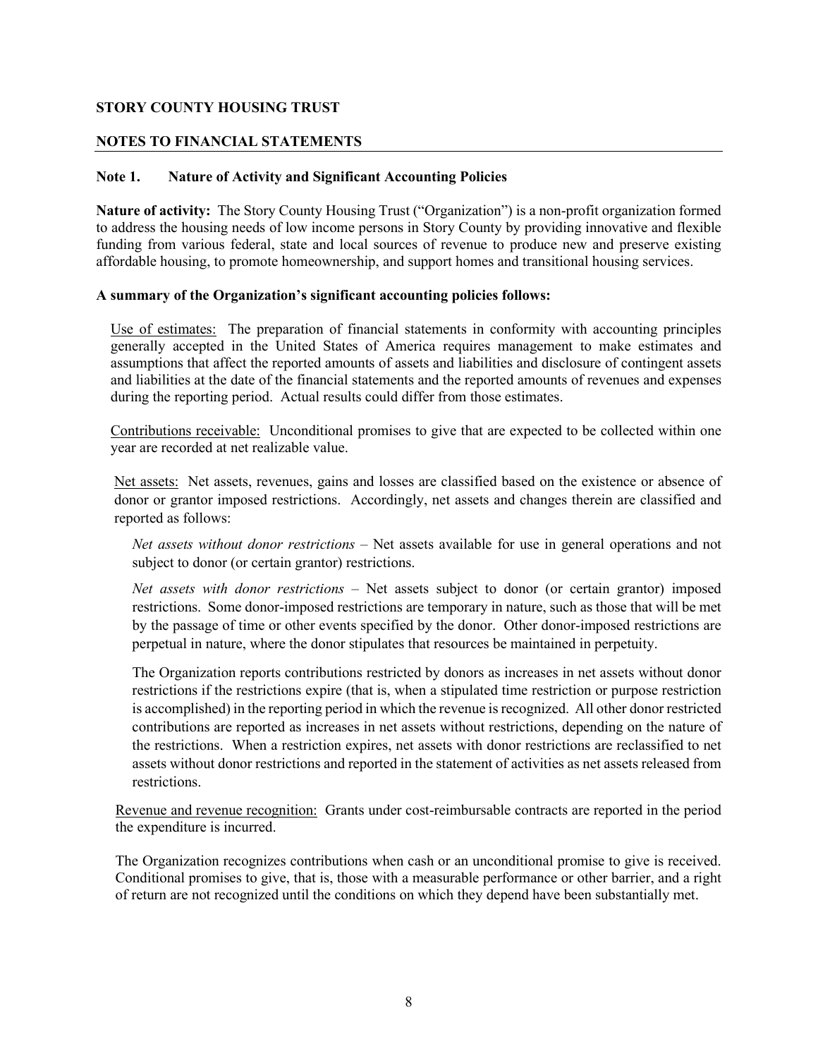**STORY COUNTY HOUSING TRUST**

**NOTES TO FINANCIAL STATEMENTS**

**Note 1. Nature of Activity and Significant Accounting Policies**

**Nature of activity:** The Story County Housing Trust ("Organization") is a non-profit organization formed to address the housing needs of low income persons in Story County by providing innovative and flexible funding from various federal, state and local sources of revenue to produce new and preserve existing affordable housing, to promote homeownership, and support homes and transitional housing services.

**A summary of the Organization's significant accounting policies follows:**

Use of estimates: The preparation of financial statements in conformity with accounting principles generally accepted in the United States of America requires management to make estimates and assumptions that affect the reported amounts of assets and liabilities and disclosure of contingent assets and liabilities at the date of the financial statements and the reported amounts of revenues and expenses during the reporting period. Actual results could differ from those estimates.

Contributions receivable: Unconditional promises to give that are expected to be collected within one year are recorded at net realizable value.

Net assets: Net assets, revenues, gains and losses are classified based on the existence or absence of donor or grantor imposed restrictions. Accordingly, net assets and changes therein are classified and reported as follows:

*Net assets without donor restrictions* – Net assets available for use in general operations and not subject to donor (or certain grantor) restrictions.

*Net assets with donor restrictions* – Net assets subject to donor (or certain grantor) imposed restrictions. Some donor-imposed restrictions are temporary in nature, such as those that will be met by the passage of time or other events specified by the donor. Other donor-imposed restrictions are perpetual in nature, where the donor stipulates that resources be maintained in perpetuity.

The Organization reports contributions restricted by donors as increases in net assets without donor restrictions if the restrictions expire (that is, when a stipulated time restriction or purpose restriction is accomplished) in the reporting period in which the revenue is recognized. All other donor restricted contributions are reported as increases in net assets without restrictions, depending on the nature of the restrictions. When a restriction expires, net assets with donor restrictions are reclassified to net assets without donor restrictions and reported in the statement of activities as net assets released from restrictions.

Revenue and revenue recognition: Grants under cost-reimbursable contracts are reported in the period the expenditure is incurred.

The Organization recognizes contributions when cash or an unconditional promise to give is received. Conditional promises to give, that is, those with a measurable performance or other barrier, and a right of return are not recognized until the conditions on which they depend have been substantially met.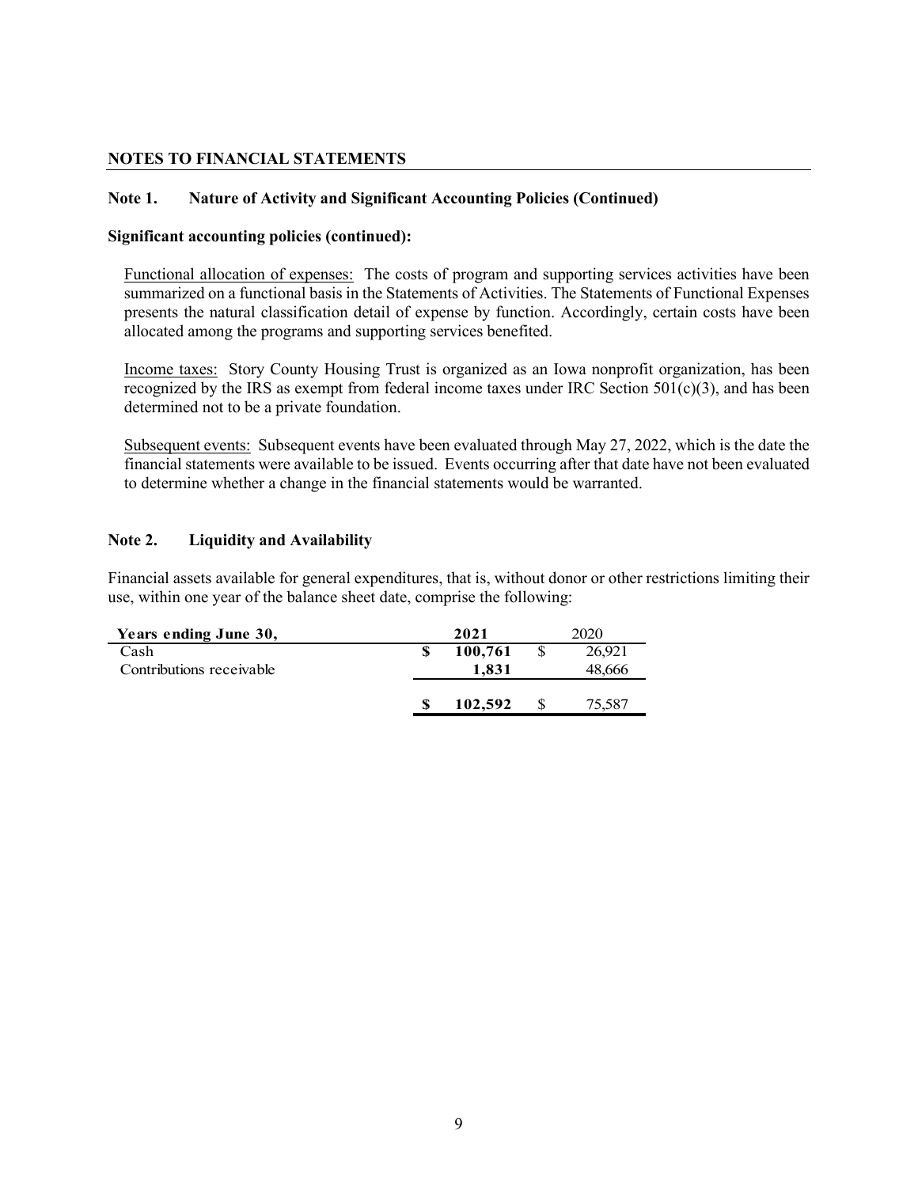## NOTES TO FINANCIAL STATEMENTS

### Note 1. Nature of Activity and Significant Accounting Policies (Continued)

**Significant accounting policies (continued):**

Functional allocation of expenses: The costs of program and supporting services activities have been summarized on a functional basis in the Statements of Activities. The Statements of Functional Expenses presents the natural classification detail of expense by function. Accordingly, certain costs have been allocated among the programs and supporting services benefited.

Income taxes: Story County Housing Trust is organized as an Iowa nonprofit organization, has been recognized by the IRS as exempt from federal income taxes under IRC Section 501(c)(3), and has been determined not to be a private foundation.

Subsequent events: Subsequent events have been evaluated through May 27, 2022, which is the date the financial statements were available to be issued. Events occurring after that date have not been evaluated to determine whether a change in the financial statements would be warranted.

### Note 2. Liquidity and Availability

Financial assets available for general expenditures, that is, without donor or other restrictions limiting their use, within one year of the balance sheet date, comprise the following:

| Years ending June 30, | 2021 | 2020 |
|---|---|---|
| Cash | **$ 100,761** | $ 26,921 |
| Contributions receivable | **1,831** | 48,666 |
| | **$ 102,592** | $ 75,587 |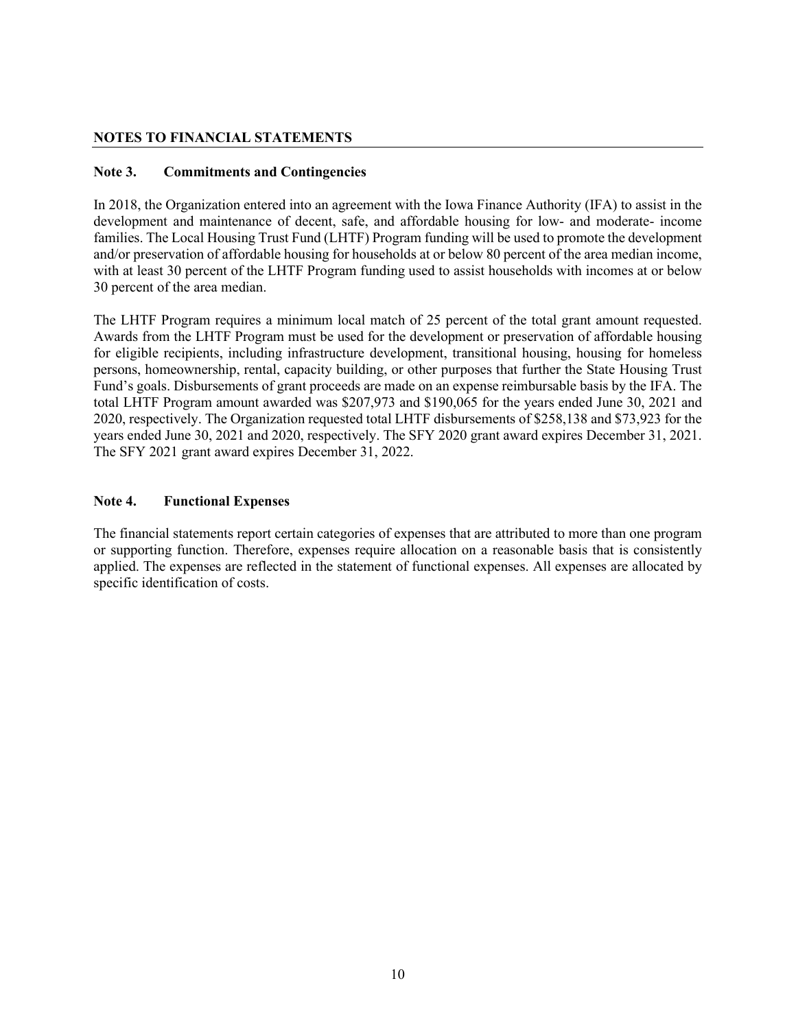## NOTES TO FINANCIAL STATEMENTS

### Note 3. Commitments and Contingencies

In 2018, the Organization entered into an agreement with the Iowa Finance Authority (IFA) to assist in the development and maintenance of decent, safe, and affordable housing for low- and moderate- income families. The Local Housing Trust Fund (LHTF) Program funding will be used to promote the development and/or preservation of affordable housing for households at or below 80 percent of the area median income, with at least 30 percent of the LHTF Program funding used to assist households with incomes at or below 30 percent of the area median.

The LHTF Program requires a minimum local match of 25 percent of the total grant amount requested. Awards from the LHTF Program must be used for the development or preservation of affordable housing for eligible recipients, including infrastructure development, transitional housing, housing for homeless persons, homeownership, rental, capacity building, or other purposes that further the State Housing Trust Fund's goals. Disbursements of grant proceeds are made on an expense reimbursable basis by the IFA. The total LHTF Program amount awarded was $207,973 and $190,065 for the years ended June 30, 2021 and 2020, respectively. The Organization requested total LHTF disbursements of $258,138 and $73,923 for the years ended June 30, 2021 and 2020, respectively. The SFY 2020 grant award expires December 31, 2021. The SFY 2021 grant award expires December 31, 2022.

### Note 4. Functional Expenses

The financial statements report certain categories of expenses that are attributed to more than one program or supporting function. Therefore, expenses require allocation on a reasonable basis that is consistently applied. The expenses are reflected in the statement of functional expenses. All expenses are allocated by specific identification of costs.